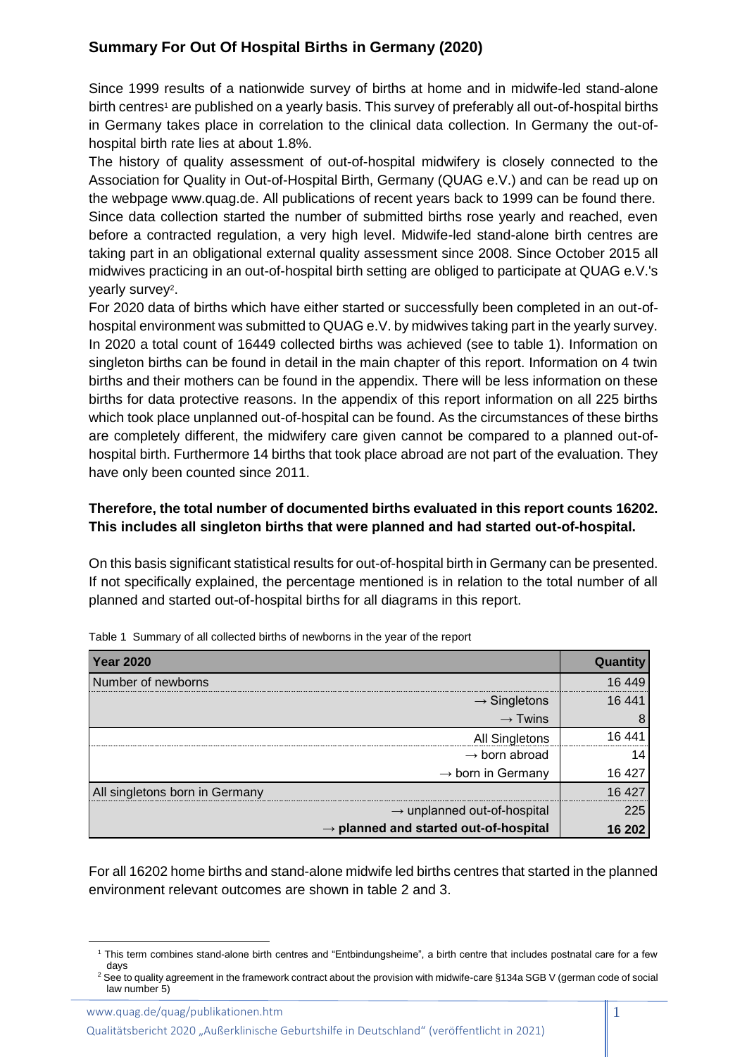## Summary For Out Of Hospital Births in Germany (2020)

Since 1999 results of a nationwide survey of births at home and in midwife-led stand-alone birth centres[1] are published on a yearly basis. This survey of preferably all out-of-hospital births in Germany takes place in correlation to the clinical data collection. In Germany the out-of-hospital birth rate lies at about 1.8%.
The history of quality assessment of out-of-hospital midwifery is closely connected to the Association for Quality in Out-of-Hospital Birth, Germany (QUAG e.V.) and can be read up on the webpage www.quag.de. All publications of recent years back to 1999 can be found there.
Since data collection started the number of submitted births rose yearly and reached, even before a contracted regulation, a very high level. Midwife-led stand-alone birth centres are taking part in an obligational external quality assessment since 2008. Since October 2015 all midwives practicing in an out-of-hospital birth setting are obliged to participate at QUAG e.V.'s yearly survey[2].
For 2020 data of births which have either started or successfully been completed in an out-of-hospital environment was submitted to QUAG e.V. by midwives taking part in the yearly survey. In 2020 a total count of 16449 collected births was achieved (see to table 1). Information on singleton births can be found in detail in the main chapter of this report. Information on 4 twin births and their mothers can be found in the appendix. There will be less information on these births for data protective reasons. In the appendix of this report information on all 225 births which took place unplanned out-of-hospital can be found. As the circumstances of these births are completely different, the midwifery care given cannot be compared to a planned out-of-hospital birth. Furthermore 14 births that took place abroad are not part of the evaluation. They have only been counted since 2011.

**Therefore, the total number of documented births evaluated in this report counts 16202. This includes all singleton births that were planned and had started out-of-hospital.**

On this basis significant statistical results for out-of-hospital birth in Germany can be presented. If not specifically explained, the percentage mentioned is in relation to the total number of all planned and started out-of-hospital births for all diagrams in this report.

Table 1 Summary of all collected births of newborns in the year of the report

| Year 2020 | Quantity |
|---|---|
| Number of newborns | 16 449 |
| → Singletons | 16 441 |
| → Twins | 8 |
| All Singletons | 16 441 |
| → born abroad | 14 |
| → born in Germany | 16 427 |
| All singletons born in Germany | 16 427 |
| → unplanned out-of-hospital | 225 |
| **→ planned and started out-of-hospital** | **16 202** |

For all 16202 home births and stand-alone midwife led births centres that started in the planned environment relevant outcomes are shown in table 2 and 3.

[1] This term combines stand-alone birth centres and "Entbindungsheime", a birth centre that includes postnatal care for a few days

[2] See to quality agreement in the framework contract about the provision with midwife-care §134a SGB V (german code of social law number 5)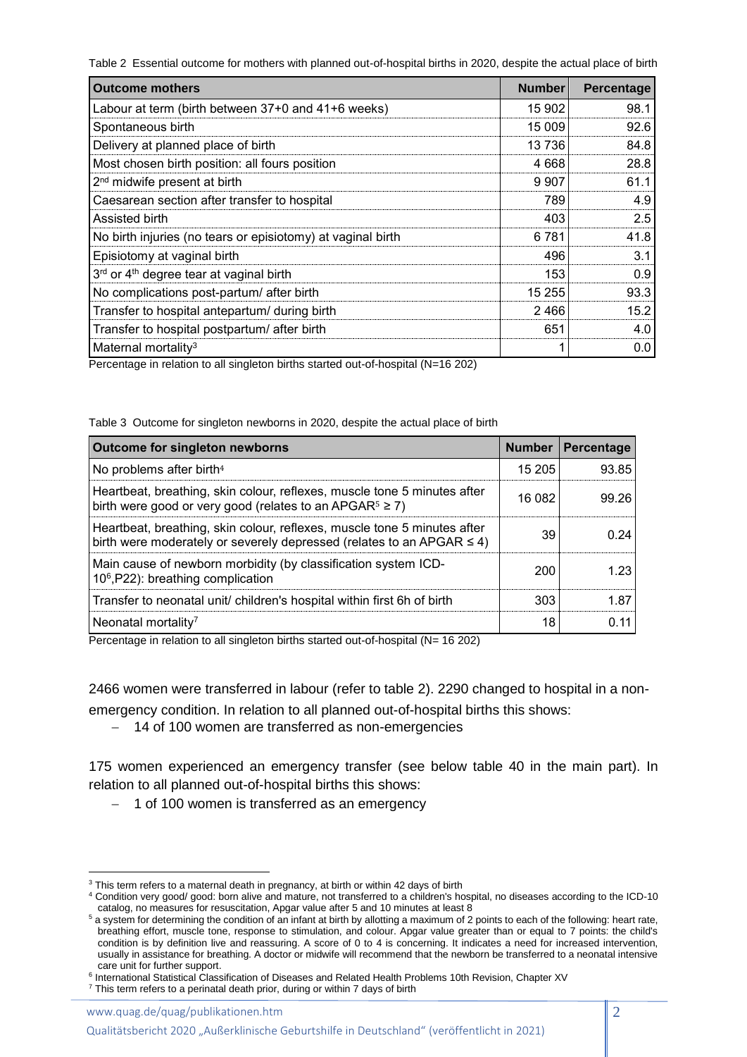Table 2 Essential outcome for mothers with planned out-of-hospital births in 2020, despite the actual place of birth

| Outcome mothers | Number | Percentage |
| --- | --- | --- |
| Labour at term (birth between 37+0 and 41+6 weeks) | 15 902 | 98.1 |
| Spontaneous birth | 15 009 | 92.6 |
| Delivery at planned place of birth | 13 736 | 84.8 |
| Most chosen birth position: all fours position | 4 668 | 28.8 |
| 2nd midwife present at birth | 9 907 | 61.1 |
| Caesarean section after transfer to hospital | 789 | 4.9 |
| Assisted birth | 403 | 2.5 |
| No birth injuries (no tears or episiotomy) at vaginal birth | 6 781 | 41.8 |
| Episiotomy at vaginal birth | 496 | 3.1 |
| 3rd or 4th degree tear at vaginal birth | 153 | 0.9 |
| No complications post-partum/ after birth | 15 255 | 93.3 |
| Transfer to hospital antepartum/ during birth | 2 466 | 15.2 |
| Transfer to hospital postpartum/ after birth | 651 | 4.0 |
| Maternal mortality[3] | 1 | 0.0 |

Percentage in relation to all singleton births started out-of-hospital (N=16 202)

Table 3 Outcome for singleton newborns in 2020, despite the actual place of birth

| Outcome for singleton newborns | Number | Percentage |
| --- | --- | --- |
| No problems after birth[4] | 15 205 | 93.85 |
| Heartbeat, breathing, skin colour, reflexes, muscle tone 5 minutes after birth were good or very good (relates to an APGAR[5] ≥ 7) | 16 082 | 99.26 |
| Heartbeat, breathing, skin colour, reflexes, muscle tone 5 minutes after birth were moderately or severely depressed (relates to an APGAR ≤ 4) | 39 | 0.24 |
| Main cause of newborn morbidity (by classification system ICD-10[6],P22): breathing complication | 200 | 1.23 |
| Transfer to neonatal unit/ children's hospital within first 6h of birth | 303 | 1.87 |
| Neonatal mortality[7] | 18 | 0.11 |

Percentage in relation to all singleton births started out-of-hospital (N= 16 202)

2466 women were transferred in labour (refer to table 2). 2290 changed to hospital in a non-emergency condition. In relation to all planned out-of-hospital births this shows:

- 14 of 100 women are transferred as non-emergencies

175 women experienced an emergency transfer (see below table 40 in the main part). In relation to all planned out-of-hospital births this shows:

- 1 of 100 women is transferred as an emergency

---

[3] This term refers to a maternal death in pregnancy, at birth or within 42 days of birth

[4] Condition very good/ good: born alive and mature, not transferred to a children's hospital, no diseases according to the ICD-10 catalog, no measures for resuscitation, Apgar value after 5 and 10 minutes at least 8

[5] a system for determining the condition of an infant at birth by allotting a maximum of 2 points to each of the following: heart rate, breathing effort, muscle tone, response to stimulation, and colour. Apgar value greater than or equal to 7 points: the child's condition is by definition live and reassuring. A score of 0 to 4 is concerning. It indicates a need for increased intervention, usually in assistance for breathing. A doctor or midwife will recommend that the newborn be transferred to a neonatal intensive care unit for further support.

[6] International Statistical Classification of Diseases and Related Health Problems 10th Revision, Chapter XV

[7] This term refers to a perinatal death prior, during or within 7 days of birth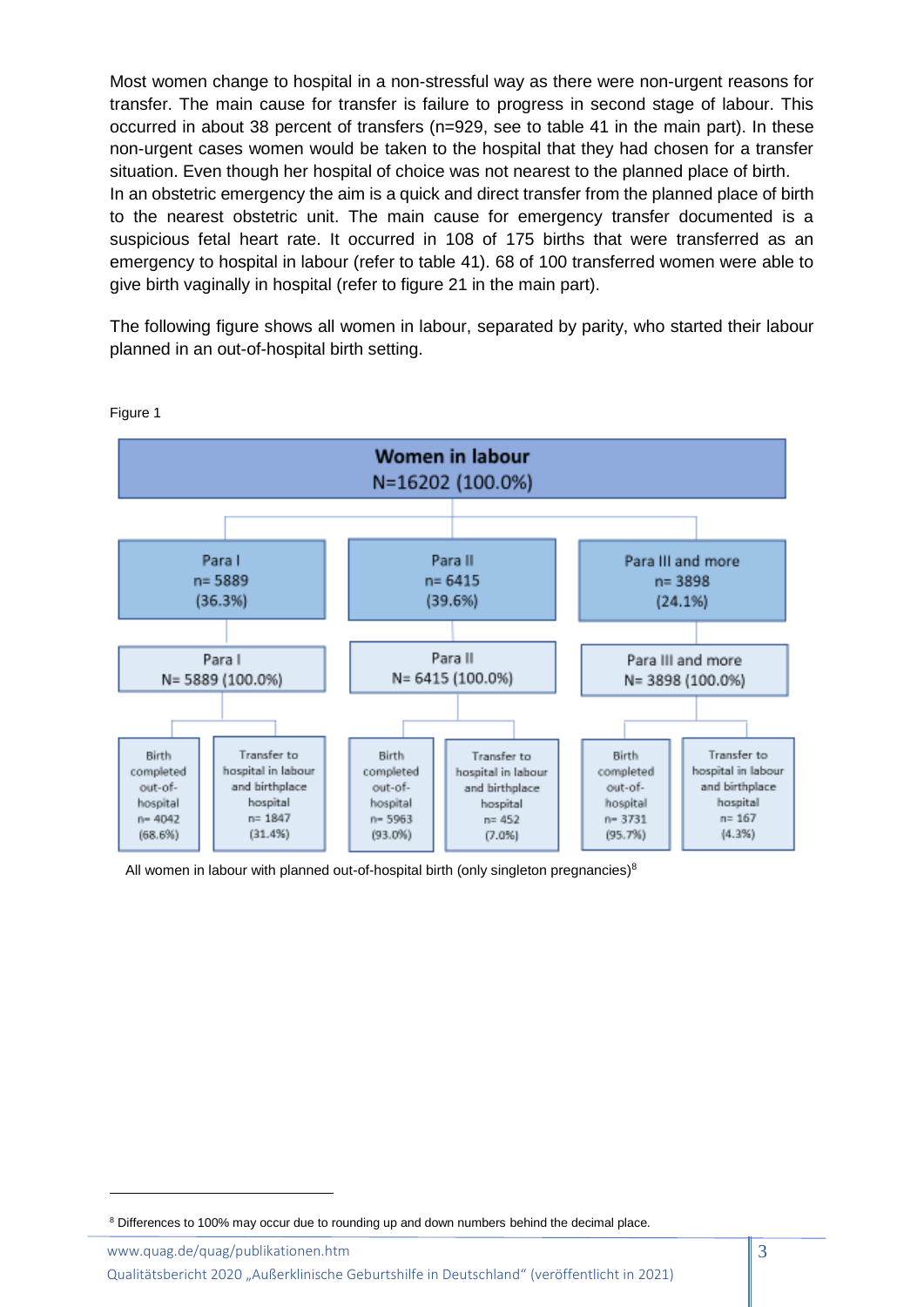Most women change to hospital in a non-stressful way as there were non-urgent reasons for transfer. The main cause for transfer is failure to progress in second stage of labour. This occurred in about 38 percent of transfers (n=929, see to table 41 in the main part). In these non-urgent cases women would be taken to the hospital that they had chosen for a transfer situation. Even though her hospital of choice was not nearest to the planned place of birth.
In an obstetric emergency the aim is a quick and direct transfer from the planned place of birth to the nearest obstetric unit. The main cause for emergency transfer documented is a suspicious fetal heart rate. It occurred in 108 of 175 births that were transferred as an emergency to hospital in labour (refer to table 41). 68 of 100 transferred women were able to give birth vaginally in hospital (refer to figure 21 in the main part).

The following figure shows all women in labour, separated by parity, who started their labour planned in an out-of-hospital birth setting.

Figure 1

Women in labour
N=16202 (100.0%)

Para I
n= 5889
(36.3%)

Para II
n= 6415
(39.6%)

Para III and more
n= 3898
(24.1%)

Para I
N= 5889 (100.0%)

Para II
N= 6415 (100.0%)

Para III and more
N= 3898 (100.0%)

Birth completed out-of-hospital
n= 4042
(68.6%)

Transfer to hospital in labour and birthplace hospital
n= 1847
(31.4%)

Birth completed out-of-hospital
n= 5963
(93.0%)

Transfer to hospital in labour and birthplace hospital
n= 452
(7.0%)

Birth completed out-of-hospital
n= 3731
(95.7%)

Transfer to hospital in labour and birthplace hospital
n= 167
(4.3%)

All women in labour with planned out-of-hospital birth (only singleton pregnancies)[8]

[8] Differences to 100% may occur due to rounding up and down numbers behind the decimal place.